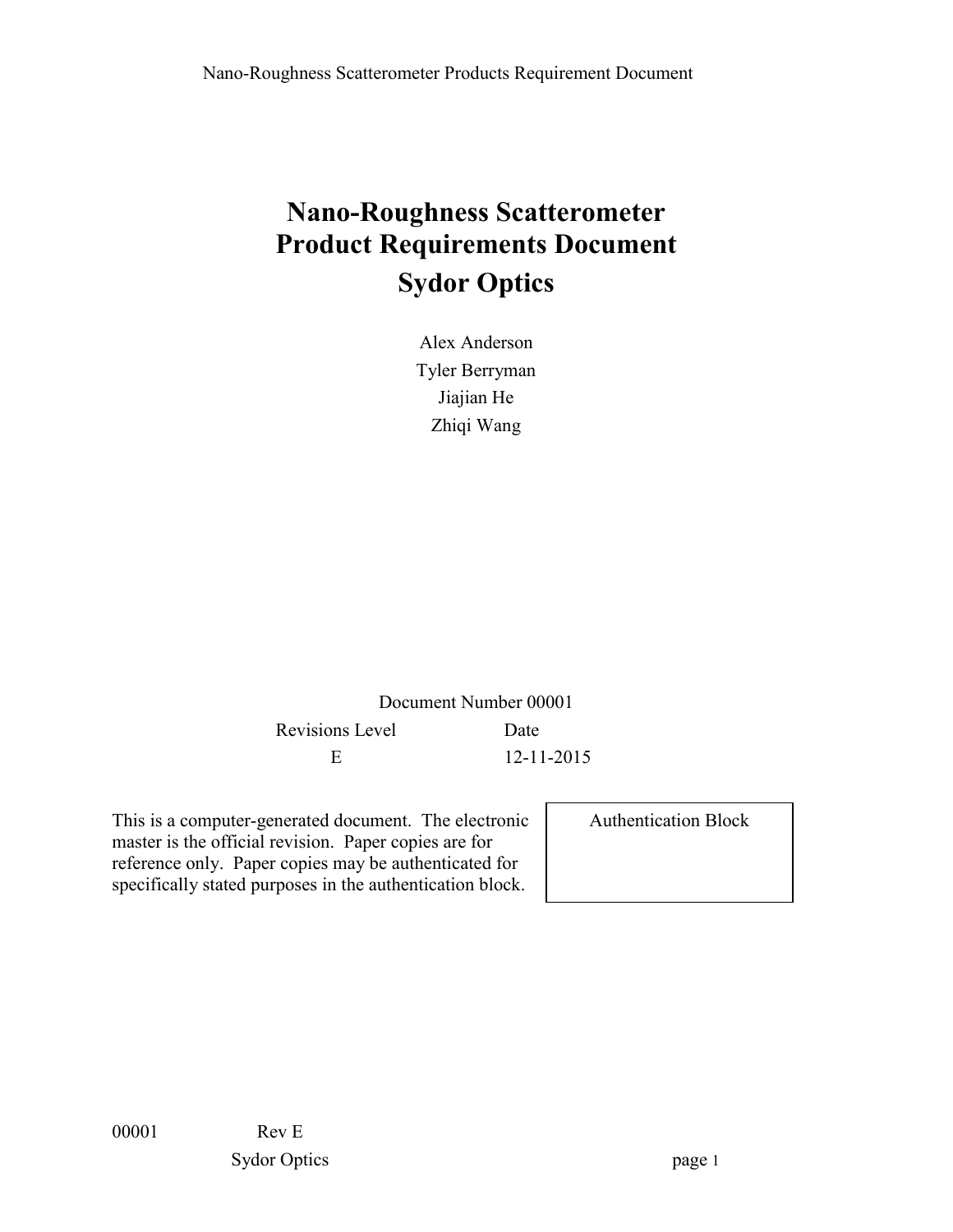# Nano-Roughness Scatterometer
# Product Requirements Document
# Sydor Optics

Alex Anderson

Tyler Berryman

Jiajian He

Zhiqi Wang

Document Number 00001

| Revisions Level | Date |
| --- | --- |
| E | 12-11-2015 |

This is a computer-generated document. The electronic master is the official revision. Paper copies are for reference only. Paper copies may be authenticated for specifically stated purposes in the authentication block.

| Authentication Block |
| --- |
| |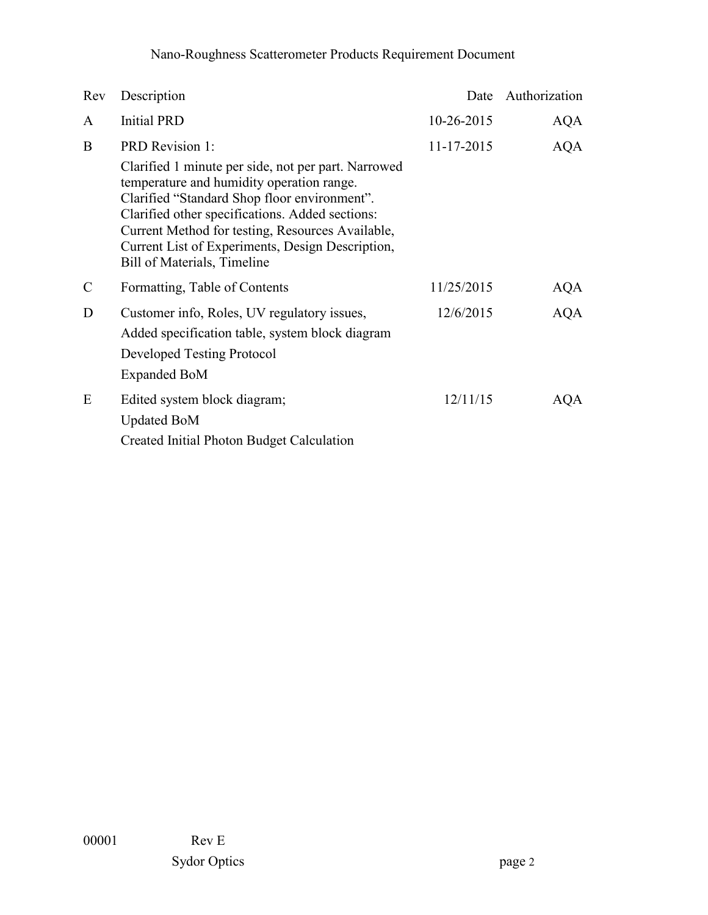| Rev | Description | Date | Authorization |
|---|---|---|---|
| A | Initial PRD | 10-26-2015 | AQA |
| B | PRD Revision 1: Clarified 1 minute per side, not per part. Narrowed temperature and humidity operation range. Clarified "Standard Shop floor environment". Clarified other specifications. Added sections: Current Method for testing, Resources Available, Current List of Experiments, Design Description, Bill of Materials, Timeline | 11-17-2015 | AQA |
| C | Formatting, Table of Contents | 11/25/2015 | AQA |
| D | Customer info, Roles, UV regulatory issues, Added specification table, system block diagram Developed Testing Protocol Expanded BoM | 12/6/2015 | AQA |
| E | Edited system block diagram; Updated BoM Created Initial Photon Budget Calculation | 12/11/15 | AQA |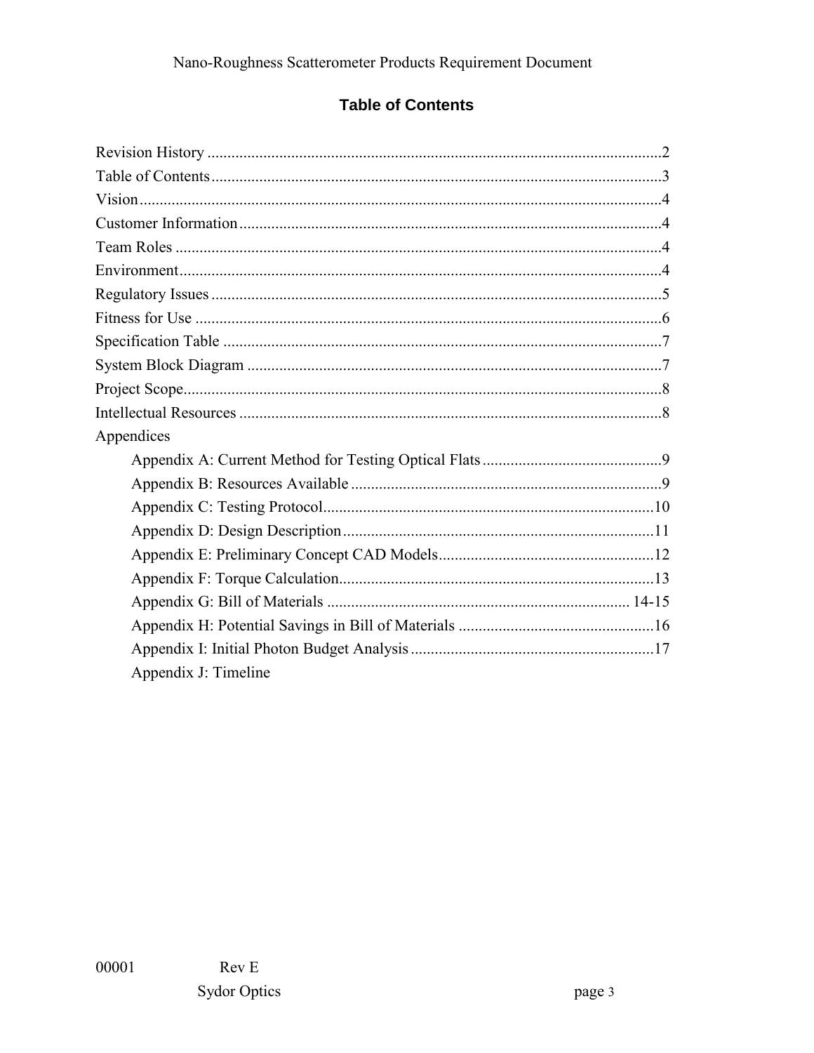## Table of Contents

Revision History ........................................................................................................2
Table of Contents........................................................................................................3
Vision..........................................................................................................................4
Customer Information.................................................................................................4
Team Roles .................................................................................................................4
Environment................................................................................................................4
Regulatory Issues ........................................................................................................5
Fitness for Use ............................................................................................................6
Specification Table .....................................................................................................7
System Block Diagram ...............................................................................................7
Project Scope...............................................................................................................8
Intellectual Resources .................................................................................................8
Appendices

- Appendix A: Current Method for Testing Optical Flats ............................................9
- Appendix B: Resources Available .............................................................................9
- Appendix C: Testing Protocol...................................................................................10
- Appendix D: Design Description..............................................................................11
- Appendix E: Preliminary Concept CAD Models......................................................12
- Appendix F: Torque Calculation...............................................................................13
- Appendix G: Bill of Materials ........................................................................... 14-15
- Appendix H: Potential Savings in Bill of Materials .................................................16
- Appendix I: Initial Photon Budget Analysis.............................................................17
- Appendix J: Timeline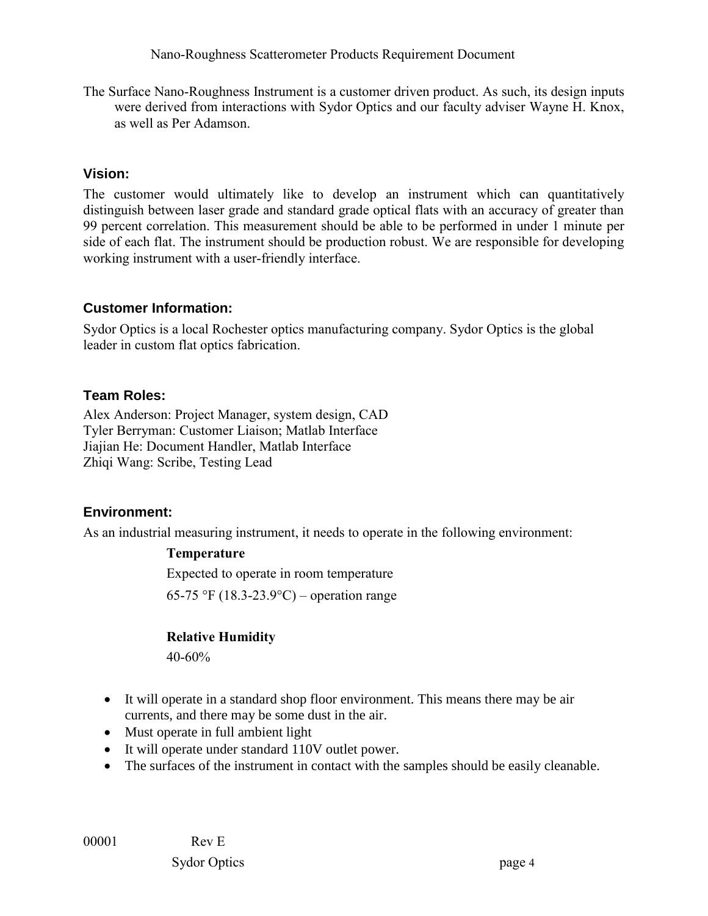The Surface Nano-Roughness Instrument is a customer driven product. As such, its design inputs were derived from interactions with Sydor Optics and our faculty adviser Wayne H. Knox, as well as Per Adamson.

## Vision:

The customer would ultimately like to develop an instrument which can quantitatively distinguish between laser grade and standard grade optical flats with an accuracy of greater than 99 percent correlation. This measurement should be able to be performed in under 1 minute per side of each flat. The instrument should be production robust. We are responsible for developing working instrument with a user-friendly interface.

## Customer Information:

Sydor Optics is a local Rochester optics manufacturing company. Sydor Optics is the global leader in custom flat optics fabrication.

## Team Roles:

Alex Anderson: Project Manager, system design, CAD
Tyler Berryman: Customer Liaison; Matlab Interface
Jiajian He: Document Handler, Matlab Interface
Zhiqi Wang: Scribe, Testing Lead

## Environment:

As an industrial measuring instrument, it needs to operate in the following environment:

**Temperature**

Expected to operate in room temperature

65-75 °F (18.3-23.9°C) – operation range

**Relative Humidity**

40-60%

- It will operate in a standard shop floor environment. This means there may be air currents, and there may be some dust in the air.
- Must operate in full ambient light
- It will operate under standard 110V outlet power.
- The surfaces of the instrument in contact with the samples should be easily cleanable.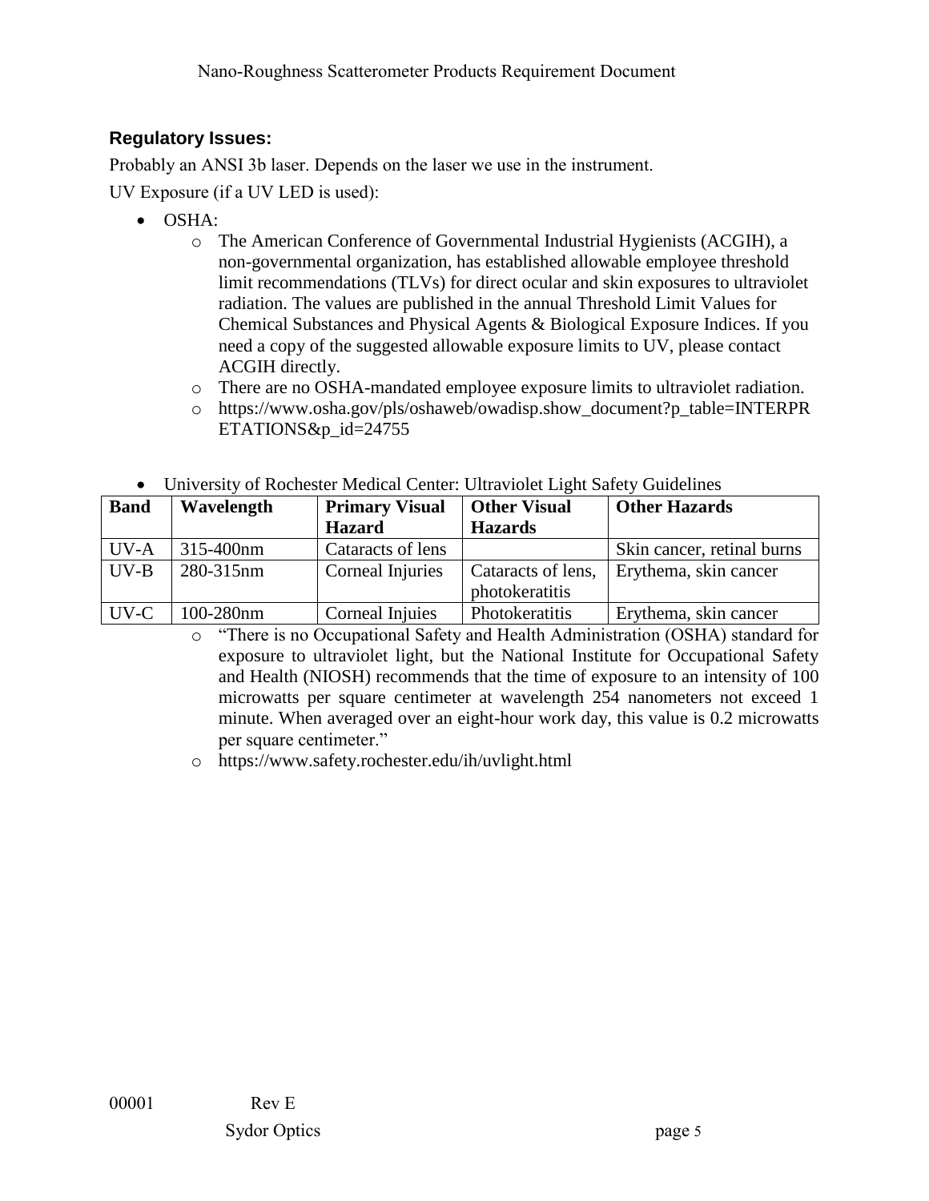### Regulatory Issues:

Probably an ANSI 3b laser. Depends on the laser we use in the instrument.

UV Exposure (if a UV LED is used):

- OSHA:
  - The American Conference of Governmental Industrial Hygienists (ACGIH), a non-governmental organization, has established allowable employee threshold limit recommendations (TLVs) for direct ocular and skin exposures to ultraviolet radiation. The values are published in the annual Threshold Limit Values for Chemical Substances and Physical Agents & Biological Exposure Indices. If you need a copy of the suggested allowable exposure limits to UV, please contact ACGIH directly.
  - There are no OSHA-mandated employee exposure limits to ultraviolet radiation.
  - https://www.osha.gov/pls/oshaweb/owadisp.show_document?p_table=INTERPRETATIONS&p_id=24755

- University of Rochester Medical Center: Ultraviolet Light Safety Guidelines

| Band | Wavelength | Primary Visual Hazard | Other Visual Hazards | Other Hazards |
|---|---|---|---|---|
| UV-A | 315-400nm | Cataracts of lens | | Skin cancer, retinal burns |
| UV-B | 280-315nm | Corneal Injuries | Cataracts of lens, photokeratitis | Erythema, skin cancer |
| UV-C | 100-280nm | Corneal Injuies | Photokeratitis | Erythema, skin cancer |

  - "There is no Occupational Safety and Health Administration (OSHA) standard for exposure to ultraviolet light, but the National Institute for Occupational Safety and Health (NIOSH) recommends that the time of exposure to an intensity of 100 microwatts per square centimeter at wavelength 254 nanometers not exceed 1 minute. When averaged over an eight-hour work day, this value is 0.2 microwatts per square centimeter."
  - https://www.safety.rochester.edu/ih/uvlight.html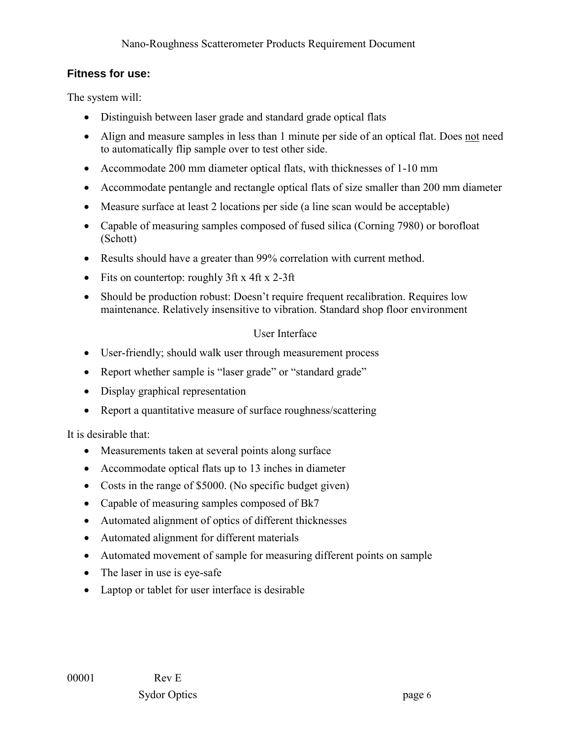## Fitness for use:

The system will:

- Distinguish between laser grade and standard grade optical flats
- Align and measure samples in less than 1 minute per side of an optical flat. Does <u>not</u> need to automatically flip sample over to test other side.
- Accommodate 200 mm diameter optical flats, with thicknesses of 1-10 mm
- Accommodate pentangle and rectangle optical flats of size smaller than 200 mm diameter
- Measure surface at least 2 locations per side (a line scan would be acceptable)
- Capable of measuring samples composed of fused silica (Corning 7980) or borofloat (Schott)
- Results should have a greater than 99% correlation with current method.
- Fits on countertop: roughly 3ft x 4ft x 2-3ft
- Should be production robust: Doesn't require frequent recalibration. Requires low maintenance. Relatively insensitive to vibration. Standard shop floor environment

User Interface

- User-friendly; should walk user through measurement process
- Report whether sample is "laser grade" or "standard grade"
- Display graphical representation
- Report a quantitative measure of surface roughness/scattering

It is desirable that:

- Measurements taken at several points along surface
- Accommodate optical flats up to 13 inches in diameter
- Costs in the range of $5000. (No specific budget given)
- Capable of measuring samples composed of Bk7
- Automated alignment of optics of different thicknesses
- Automated alignment for different materials
- Automated movement of sample for measuring different points on sample
- The laser in use is eye-safe
- Laptop or tablet for user interface is desirable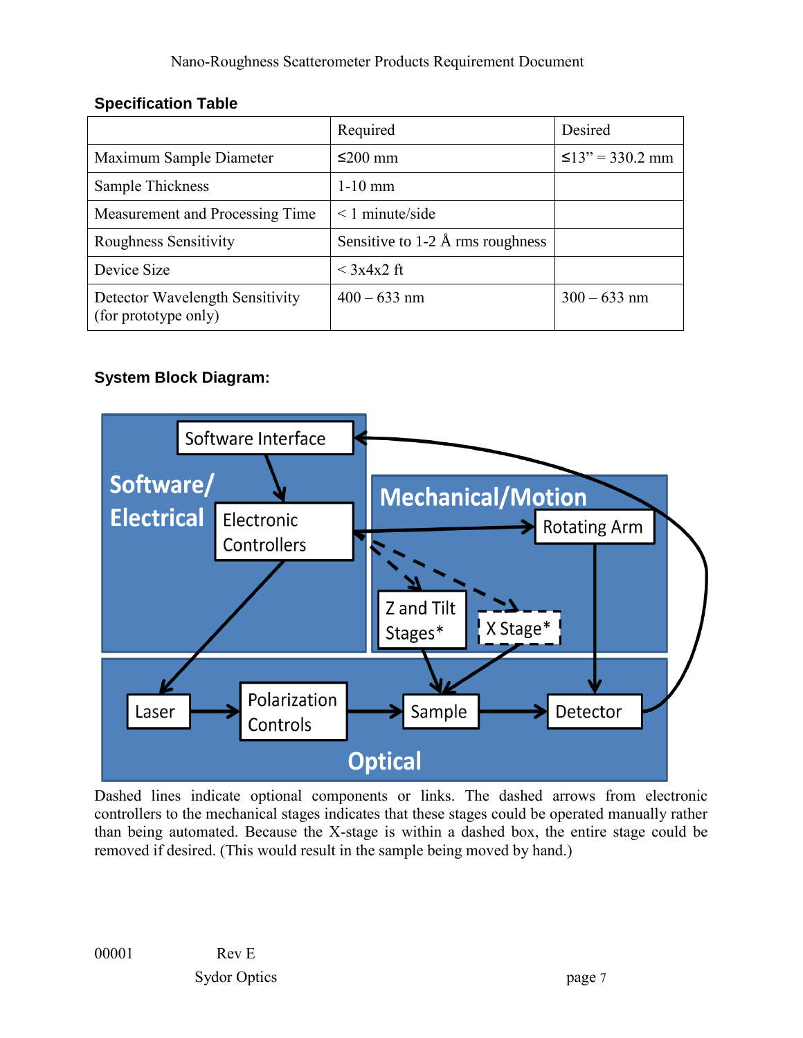### Specification Table

| | Required | Desired |
|---|---|---|
| Maximum Sample Diameter | ≤200 mm | ≤13" = 330.2 mm |
| Sample Thickness | 1-10 mm | |
| Measurement and Processing Time | < 1 minute/side | |
| Roughness Sensitivity | Sensitive to 1-2 Å rms roughness | |
| Device Size | < 3x4x2 ft | |
| Detector Wavelength Sensitivity (for prototype only) | 400 – 633 nm | 300 – 633 nm |

### System Block Diagram:

Dashed lines indicate optional components or links. The dashed arrows from electronic controllers to the mechanical stages indicates that these stages could be operated manually rather than being automated. Because the X-stage is within a dashed box, the entire stage could be removed if desired. (This would result in the sample being moved by hand.)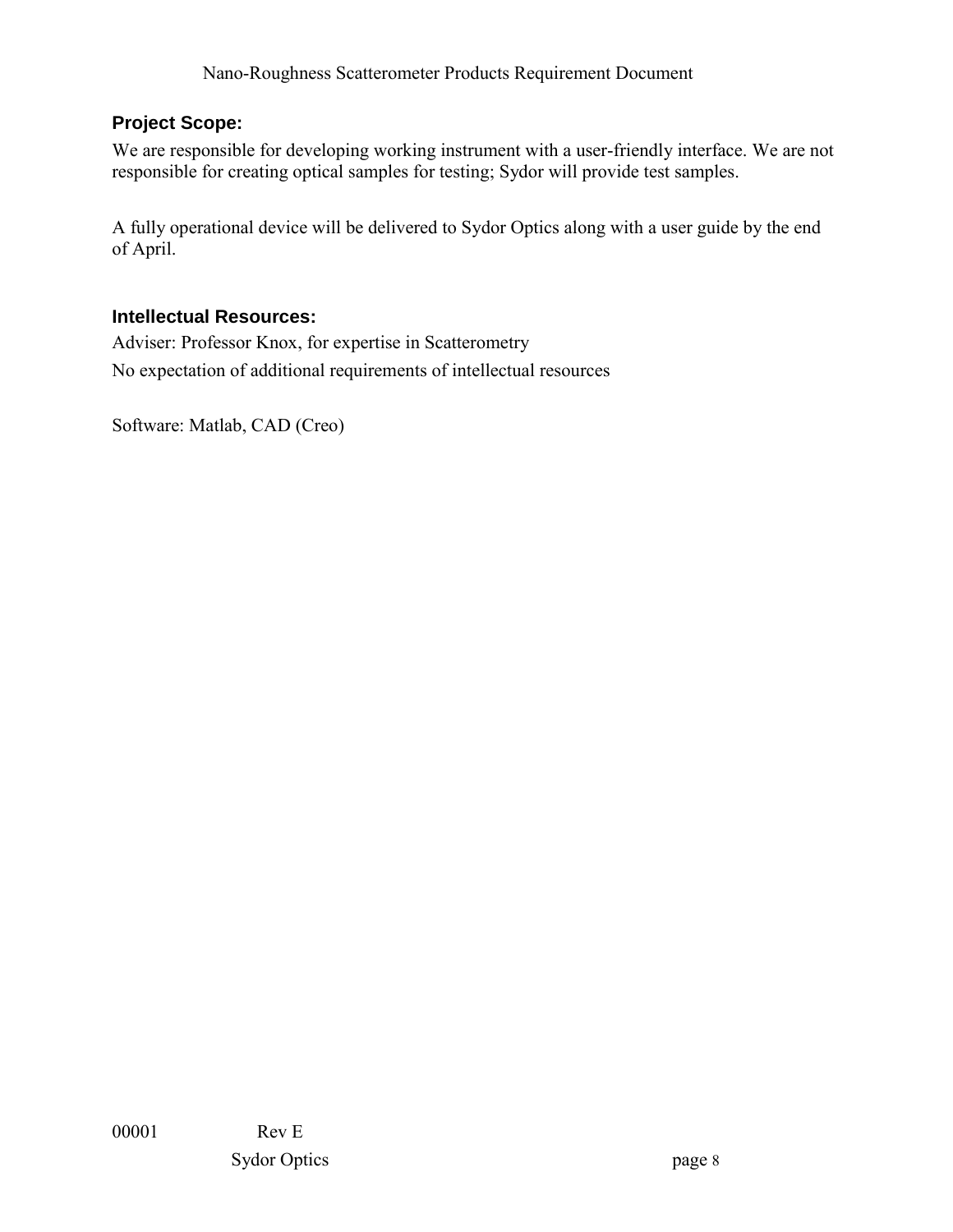## Project Scope:

We are responsible for developing working instrument with a user-friendly interface. We are not responsible for creating optical samples for testing; Sydor will provide test samples.

A fully operational device will be delivered to Sydor Optics along with a user guide by the end of April.

## Intellectual Resources:

Adviser: Professor Knox, for expertise in Scatterometry

No expectation of additional requirements of intellectual resources

Software: Matlab, CAD (Creo)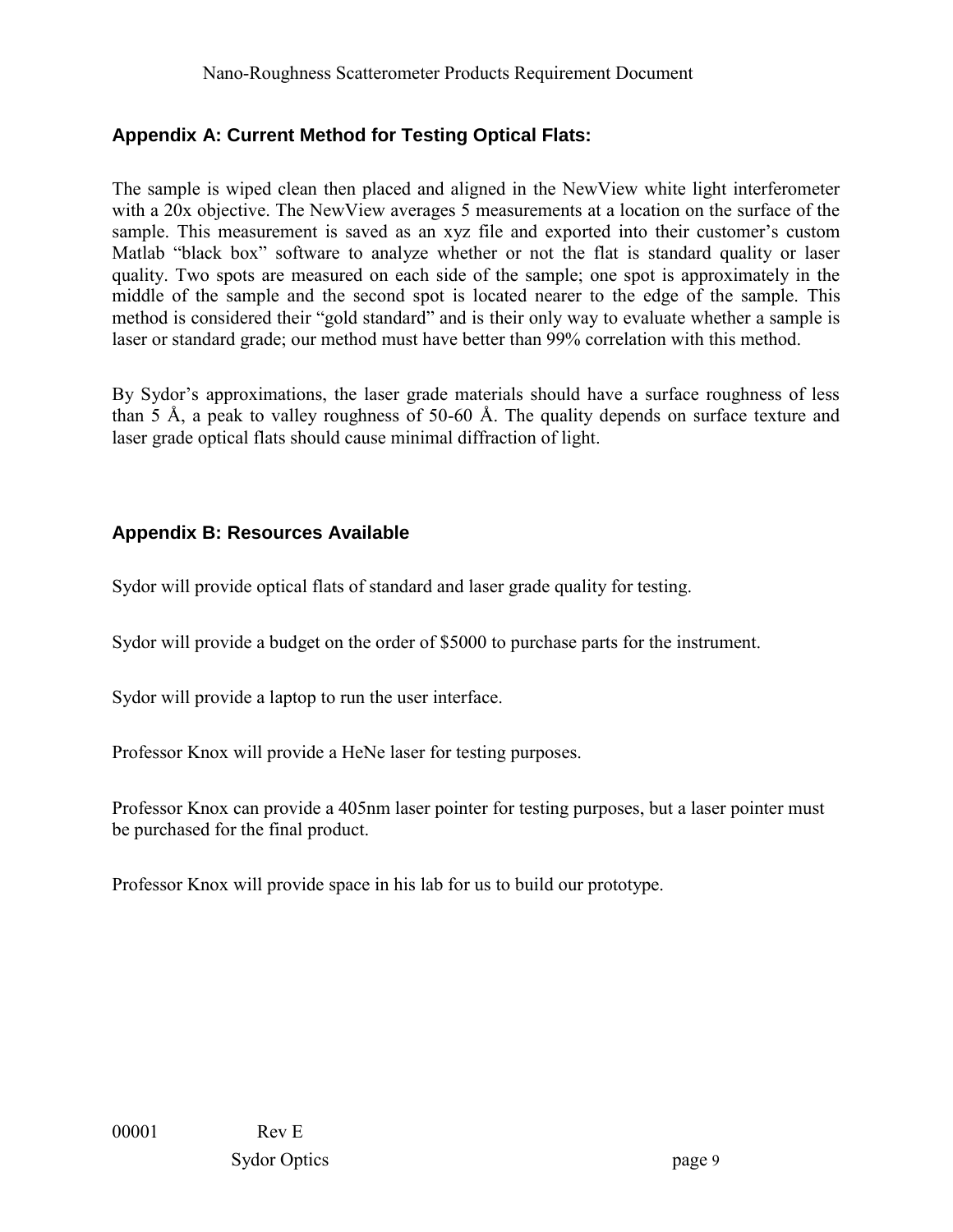## Appendix A: Current Method for Testing Optical Flats:

The sample is wiped clean then placed and aligned in the NewView white light interferometer with a 20x objective. The NewView averages 5 measurements at a location on the surface of the sample. This measurement is saved as an xyz file and exported into their customer's custom Matlab "black box" software to analyze whether or not the flat is standard quality or laser quality. Two spots are measured on each side of the sample; one spot is approximately in the middle of the sample and the second spot is located nearer to the edge of the sample. This method is considered their "gold standard" and is their only way to evaluate whether a sample is laser or standard grade; our method must have better than 99% correlation with this method.

By Sydor's approximations, the laser grade materials should have a surface roughness of less than 5 Å, a peak to valley roughness of 50-60 Å. The quality depends on surface texture and laser grade optical flats should cause minimal diffraction of light.

## Appendix B: Resources Available

Sydor will provide optical flats of standard and laser grade quality for testing.

Sydor will provide a budget on the order of $5000 to purchase parts for the instrument.

Sydor will provide a laptop to run the user interface.

Professor Knox will provide a HeNe laser for testing purposes.

Professor Knox can provide a 405nm laser pointer for testing purposes, but a laser pointer must be purchased for the final product.

Professor Knox will provide space in his lab for us to build our prototype.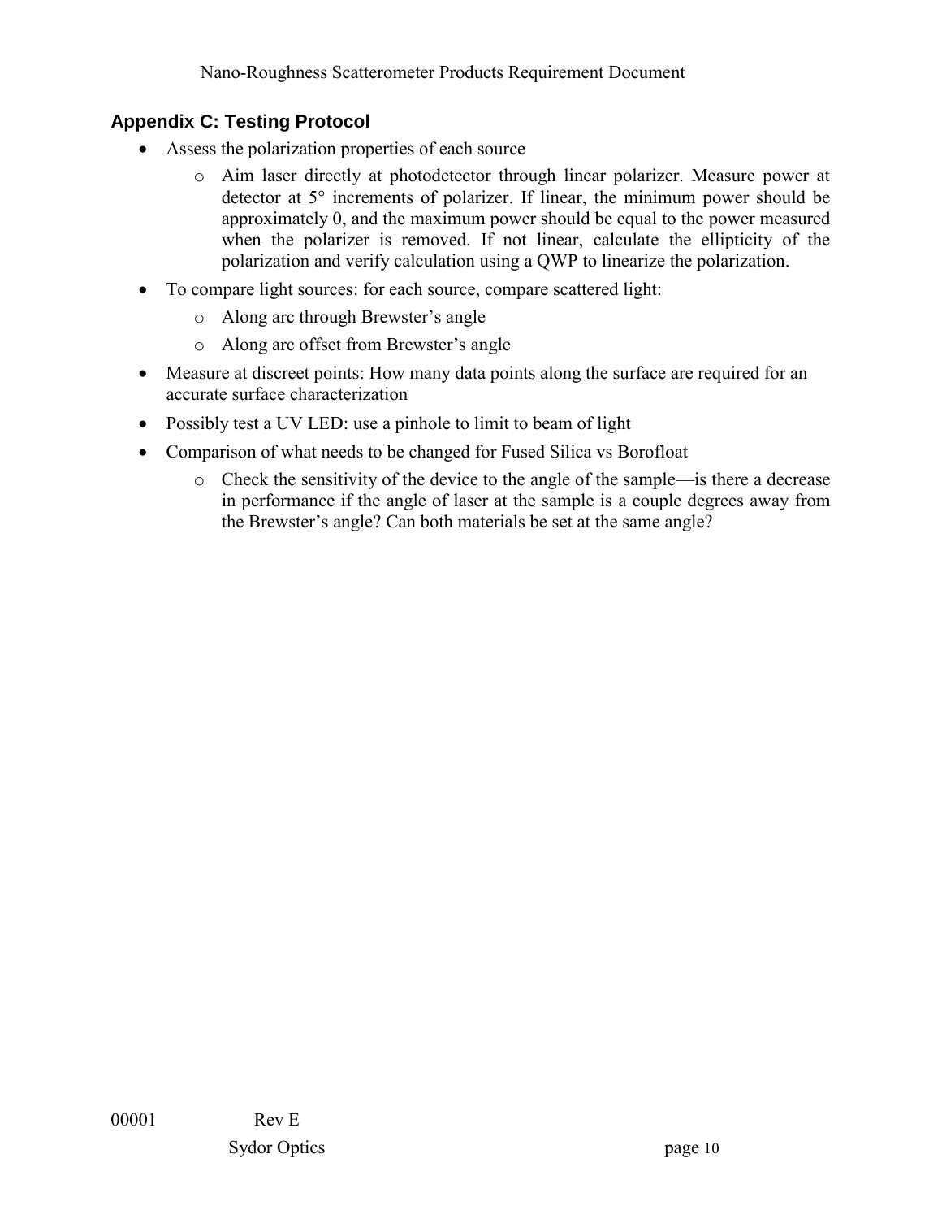## Appendix C: Testing Protocol

- Assess the polarization properties of each source
  - Aim laser directly at photodetector through linear polarizer. Measure power at detector at 5° increments of polarizer. If linear, the minimum power should be approximately 0, and the maximum power should be equal to the power measured when the polarizer is removed. If not linear, calculate the ellipticity of the polarization and verify calculation using a QWP to linearize the polarization.
- To compare light sources: for each source, compare scattered light:
  - Along arc through Brewster's angle
  - Along arc offset from Brewster's angle
- Measure at discreet points: How many data points along the surface are required for an accurate surface characterization
- Possibly test a UV LED: use a pinhole to limit to beam of light
- Comparison of what needs to be changed for Fused Silica vs Borofloat
  - Check the sensitivity of the device to the angle of the sample—is there a decrease in performance if the angle of laser at the sample is a couple degrees away from the Brewster's angle? Can both materials be set at the same angle?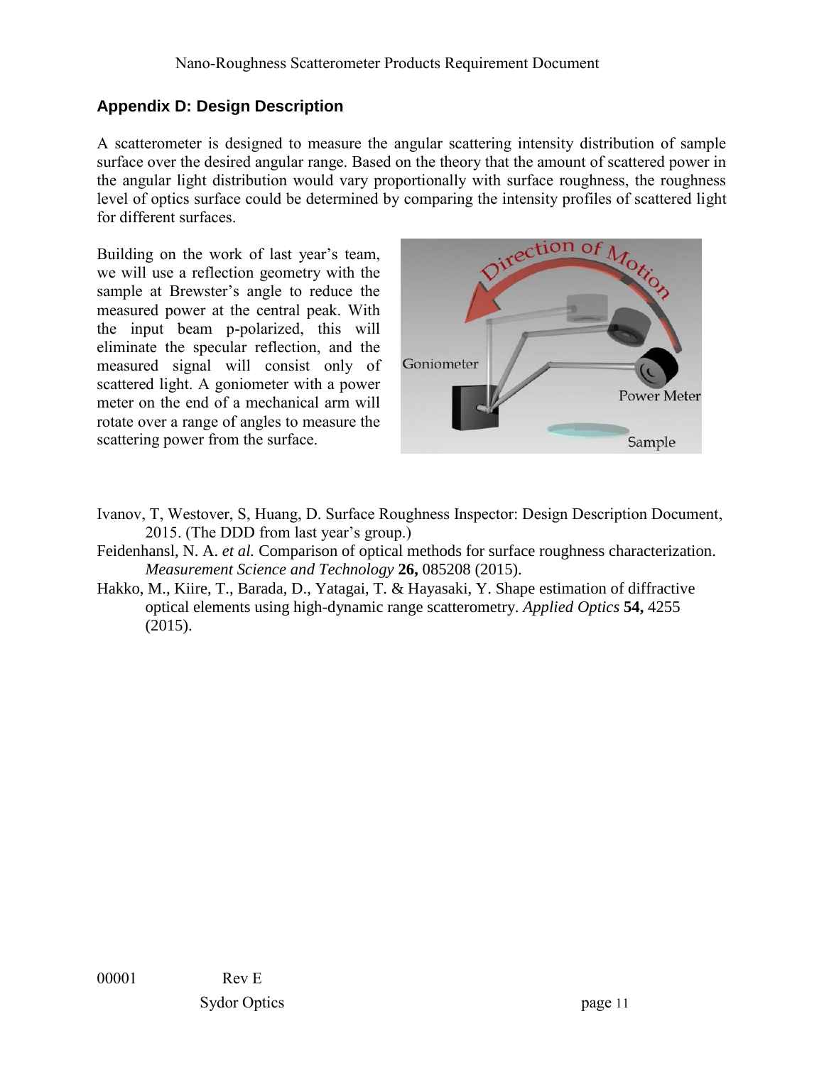## Appendix D: Design Description

A scatterometer is designed to measure the angular scattering intensity distribution of sample surface over the desired angular range. Based on the theory that the amount of scattered power in the angular light distribution would vary proportionally with surface roughness, the roughness level of optics surface could be determined by comparing the intensity profiles of scattered light for different surfaces.

Building on the work of last year's team, we will use a reflection geometry with the sample at Brewster's angle to reduce the measured power at the central peak. With the input beam p-polarized, this will eliminate the specular reflection, and the measured signal will consist only of scattered light. A goniometer with a power meter on the end of a mechanical arm will rotate over a range of angles to measure the scattering power from the surface.

Ivanov, T, Westover, S, Huang, D. Surface Roughness Inspector: Design Description Document, 2015. (The DDD from last year's group.)

Feidenhansl, N. A. *et al.* Comparison of optical methods for surface roughness characterization. *Measurement Science and Technology* **26,** 085208 (2015).

Hakko, M., Kiire, T., Barada, D., Yatagai, T. & Hayasaki, Y. Shape estimation of diffractive optical elements using high-dynamic range scatterometry. *Applied Optics* **54,** 4255 (2015).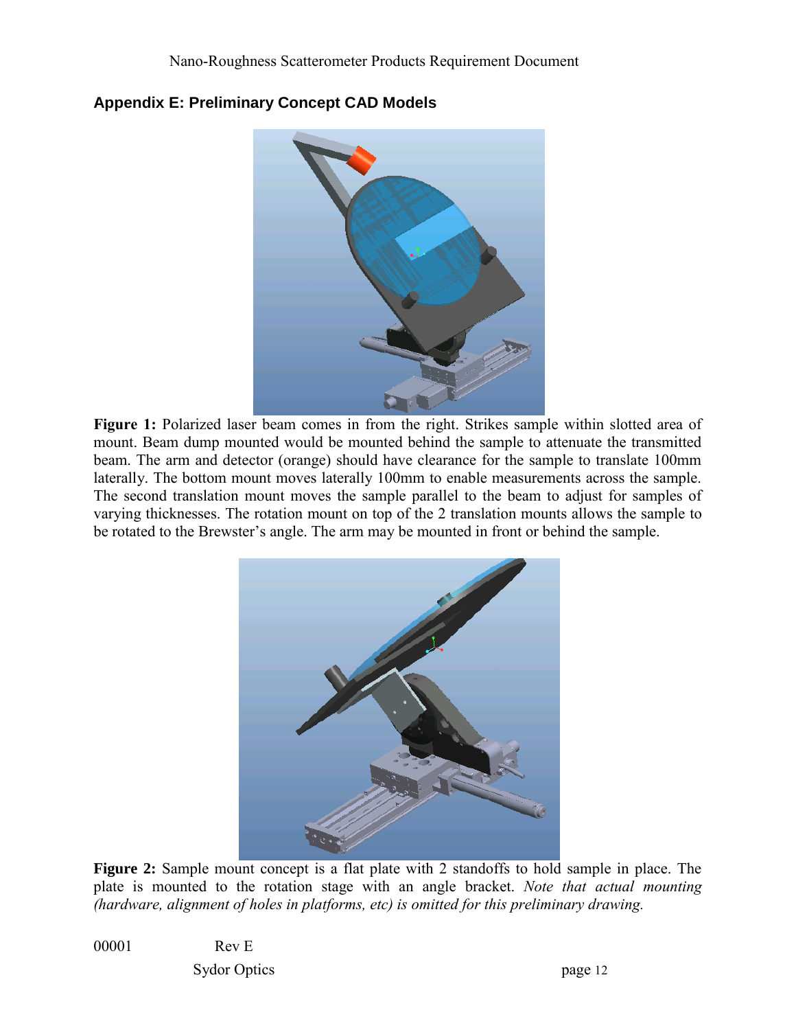## Appendix E: Preliminary Concept CAD Models

**Figure 1:** Polarized laser beam comes in from the right. Strikes sample within slotted area of mount. Beam dump mounted would be mounted behind the sample to attenuate the transmitted beam. The arm and detector (orange) should have clearance for the sample to translate 100mm laterally. The bottom mount moves laterally 100mm to enable measurements across the sample. The second translation mount moves the sample parallel to the beam to adjust for samples of varying thicknesses. The rotation mount on top of the 2 translation mounts allows the sample to be rotated to the Brewster's angle. The arm may be mounted in front or behind the sample.

**Figure 2:** Sample mount concept is a flat plate with 2 standoffs to hold sample in place. The plate is mounted to the rotation stage with an angle bracket. *Note that actual mounting (hardware, alignment of holes in platforms, etc) is omitted for this preliminary drawing.*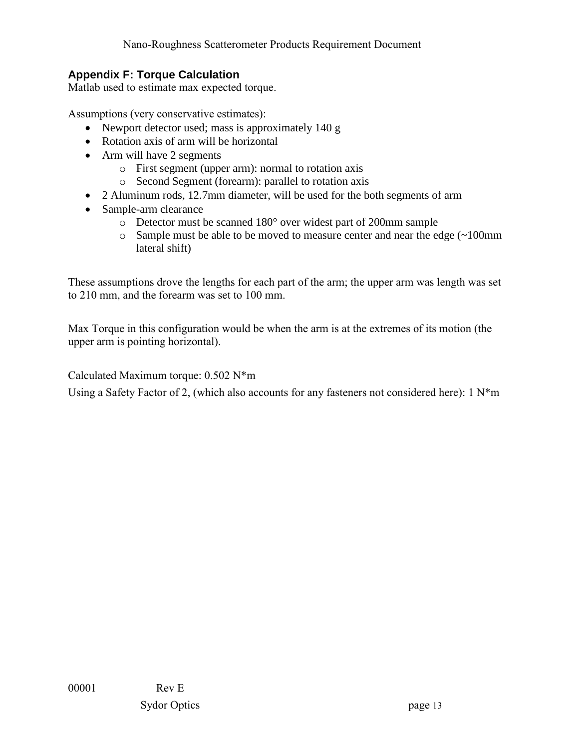## Appendix F: Torque Calculation

Matlab used to estimate max expected torque.

Assumptions (very conservative estimates):

- Newport detector used; mass is approximately 140 g
- Rotation axis of arm will be horizontal
- Arm will have 2 segments
  - First segment (upper arm): normal to rotation axis
  - Second Segment (forearm): parallel to rotation axis
- 2 Aluminum rods, 12.7mm diameter, will be used for the both segments of arm
- Sample-arm clearance
  - Detector must be scanned 180° over widest part of 200mm sample
  - Sample must be able to be moved to measure center and near the edge (~100mm lateral shift)

These assumptions drove the lengths for each part of the arm; the upper arm was length was set to 210 mm, and the forearm was set to 100 mm.

Max Torque in this configuration would be when the arm is at the extremes of its motion (the upper arm is pointing horizontal).

Calculated Maximum torque: 0.502 N*m

Using a Safety Factor of 2, (which also accounts for any fasteners not considered here): 1 N*m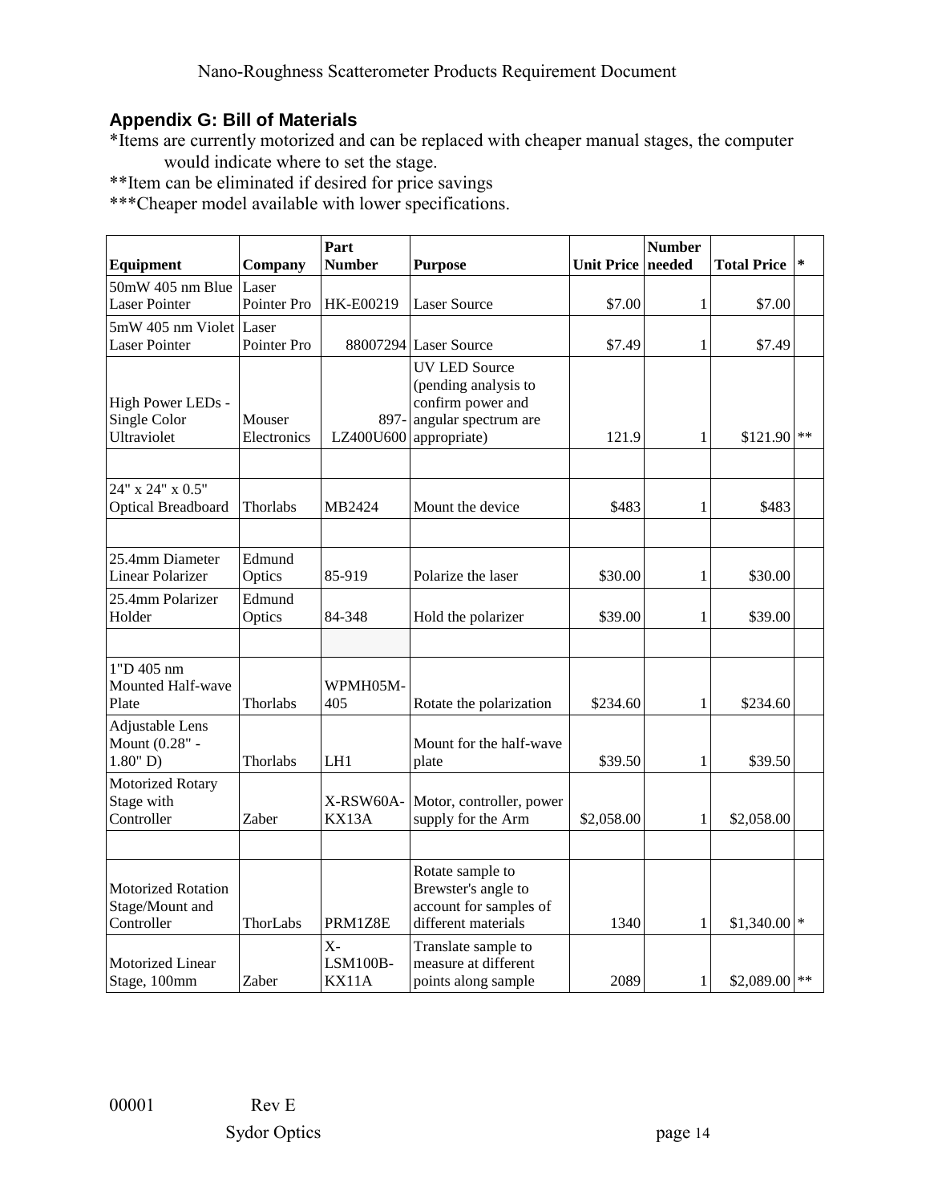## Appendix G: Bill of Materials

*Items are currently motorized and can be replaced with cheaper manual stages, the computer would indicate where to set the stage.

**Item can be eliminated if desired for price savings

***Cheaper model available with lower specifications.

| Equipment | Company | Part Number | Purpose | Unit Price | Number needed | Total Price | * |
|---|---|---|---|---|---|---|---|
| 50mW 405 nm Blue Laser Pointer | Laser Pointer Pro | HK-E00219 | Laser Source | $7.00 | 1 | $7.00 | |
| 5mW 405 nm Violet Laser Pointer | Laser Pointer Pro | 88007294 | Laser Source | $7.49 | 1 | $7.49 | |
| High Power LEDs - Single Color Ultraviolet | Mouser Electronics | 897-LZ400U600 | UV LED Source (pending analysis to confirm power and angular spectrum are appropriate) | 121.9 | 1 | $121.90 | ** |
| | | | | | | | |
| 24" x 24" x 0.5" Optical Breadboard | Thorlabs | MB2424 | Mount the device | $483 | 1 | $483 | |
| | | | | | | | |
| 25.4mm Diameter Linear Polarizer | Edmund Optics | 85-919 | Polarize the laser | $30.00 | 1 | $30.00 | |
| 25.4mm Polarizer Holder | Edmund Optics | 84-348 | Hold the polarizer | $39.00 | 1 | $39.00 | |
| | | | | | | | |
| 1"D 405 nm Mounted Half-wave Plate | Thorlabs | WPMH05M-405 | Rotate the polarization | $234.60 | 1 | $234.60 | |
| Adjustable Lens Mount (0.28" - 1.80" D) | Thorlabs | LH1 | Mount for the half-wave plate | $39.50 | 1 | $39.50 | |
| Motorized Rotary Stage with Controller | Zaber | X-RSW60A-KX13A | Motor, controller, power supply for the Arm | $2,058.00 | 1 | $2,058.00 | |
| | | | | | | | |
| Motorized Rotation Stage/Mount and Controller | ThorLabs | PRM1Z8E | Rotate sample to Brewster's angle to account for samples of different materials | 1340 | 1 | $1,340.00 | * |
| Motorized Linear Stage, 100mm | Zaber | X-LSM100B-KX11A | Translate sample to measure at different points along sample | 2089 | 1 | $2,089.00 | ** |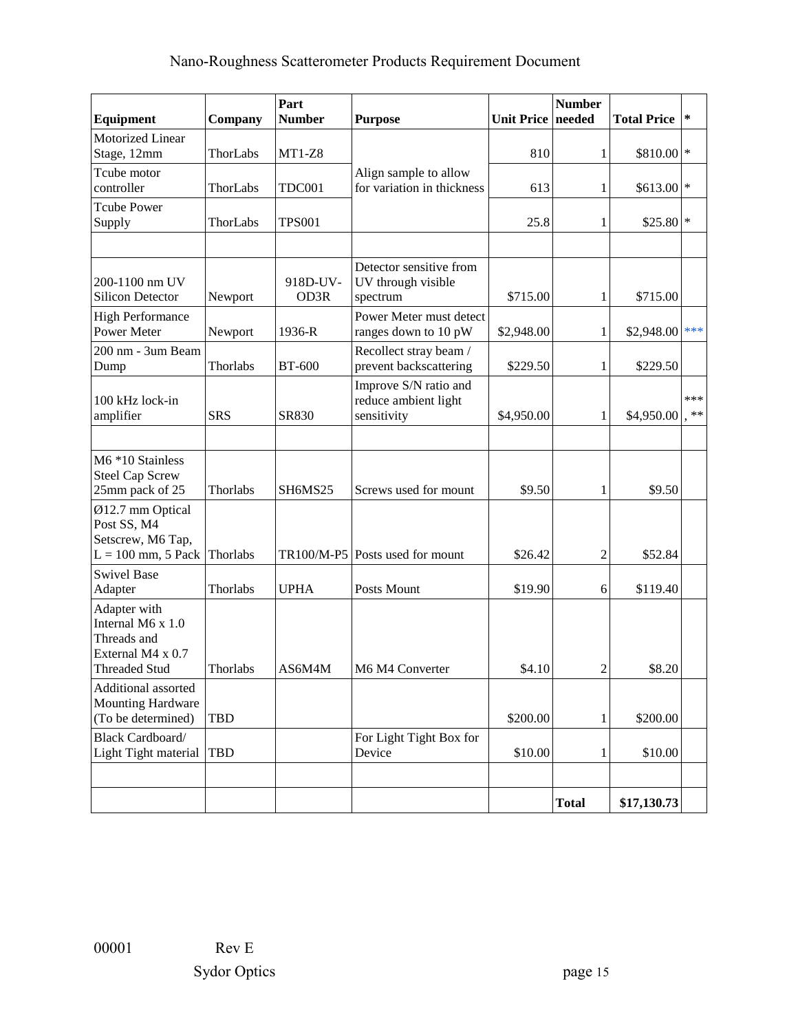| Equipment | Company | Part Number | Purpose | Unit Price | Number needed | Total Price | * |
|---|---|---|---|---|---|---|---|
| Motorized Linear Stage, 12mm | ThorLabs | MT1-Z8 | Align sample to allow for variation in thickness | 810 | 1 | $810.00 | * |
| Tcube motor controller | ThorLabs | TDC001 | | 613 | 1 | $613.00 | * |
| Tcube Power Supply | ThorLabs | TPS001 | | 25.8 | 1 | $25.80 | * |
| | | | | | | | |
| 200-1100 nm UV Silicon Detector | Newport | 918D-UV-OD3R | Detector sensitive from UV through visible spectrum | $715.00 | 1 | $715.00 | |
| High Performance Power Meter | Newport | 1936-R | Power Meter must detect ranges down to 10 pW | $2,948.00 | 1 | $2,948.00 | *** |
| 200 nm - 3um Beam Dump | Thorlabs | BT-600 | Recollect stray beam / prevent backscattering | $229.50 | 1 | $229.50 | |
| 100 kHz lock-in amplifier | SRS | SR830 | Improve S/N ratio and reduce ambient light sensitivity | $4,950.00 | 1 | $4,950.00 | ***, ** |
| | | | | | | | |
| M6 *10 Stainless Steel Cap Screw 25mm pack of 25 | Thorlabs | SH6MS25 | Screws used for mount | $9.50 | 1 | $9.50 | |
| Ø12.7 mm Optical Post SS, M4 Setscrew, M6 Tap, L = 100 mm, 5 Pack | Thorlabs | TR100/M-P5 | Posts used for mount | $26.42 | 2 | $52.84 | |
| Swivel Base Adapter | Thorlabs | UPHA | Posts Mount | $19.90 | 6 | $119.40 | |
| Adapter with Internal M6 x 1.0 Threads and External M4 x 0.7 Threaded Stud | Thorlabs | AS6M4M | M6 M4 Converter | $4.10 | 2 | $8.20 | |
| Additional assorted Mounting Hardware (To be determined) | TBD | | | $200.00 | 1 | $200.00 | |
| Black Cardboard/ Light Tight material | TBD | | For Light Tight Box for Device | $10.00 | 1 | $10.00 | |
| | | | | | | | |
| | | | | | **Total** | **$17,130.73** | |

00001 Rev E

Sydor Optics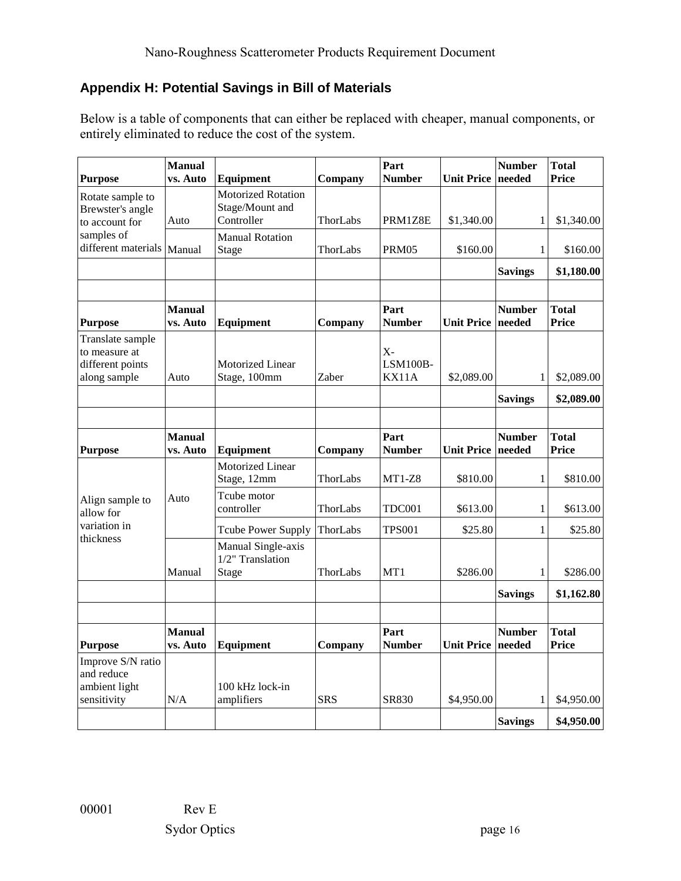## Appendix H: Potential Savings in Bill of Materials

Below is a table of components that can either be replaced with cheaper, manual components, or entirely eliminated to reduce the cost of the system.

| Purpose | Manual vs. Auto | Equipment | Company | Part Number | Unit Price | Number needed | Total Price |
|---|---|---|---|---|---|---|---|
| Rotate sample to Brewster's angle to account for samples of different materials | Auto | Motorized Rotation Stage/Mount and Controller | ThorLabs | PRM1Z8E | $1,340.00 | 1 | $1,340.00 |
| | Manual | Manual Rotation Stage | ThorLabs | PRM05 | $160.00 | 1 | $160.00 |
| | | | | | | **Savings** | **$1,180.00** |
| | | | | | | | |
| **Purpose** | **Manual vs. Auto** | **Equipment** | **Company** | **Part Number** | **Unit Price** | **Number needed** | **Total Price** |
| Translate sample to measure at different points along sample | Auto | Motorized Linear Stage, 100mm | Zaber | X-LSM100B-KX11A | $2,089.00 | 1 | $2,089.00 |
| | | | | | | **Savings** | **$2,089.00** |
| | | | | | | | |
| **Purpose** | **Manual vs. Auto** | **Equipment** | **Company** | **Part Number** | **Unit Price** | **Number needed** | **Total Price** |
| Align sample to allow for variation in thickness | Auto | Motorized Linear Stage, 12mm | ThorLabs | MT1-Z8 | $810.00 | 1 | $810.00 |
| | | Tcube motor controller | ThorLabs | TDC001 | $613.00 | 1 | $613.00 |
| | | Tcube Power Supply | ThorLabs | TPS001 | $25.80 | 1 | $25.80 |
| | Manual | Manual Single-axis 1/2" Translation Stage | ThorLabs | MT1 | $286.00 | 1 | $286.00 |
| | | | | | | **Savings** | **$1,162.80** |
| | | | | | | | |
| **Purpose** | **Manual vs. Auto** | **Equipment** | **Company** | **Part Number** | **Unit Price** | **Number needed** | **Total Price** |
| Improve S/N ratio and reduce ambient light sensitivity | N/A | 100 kHz lock-in amplifiers | SRS | SR830 | $4,950.00 | 1 | $4,950.00 |
| | | | | | | **Savings** | **$4,950.00** |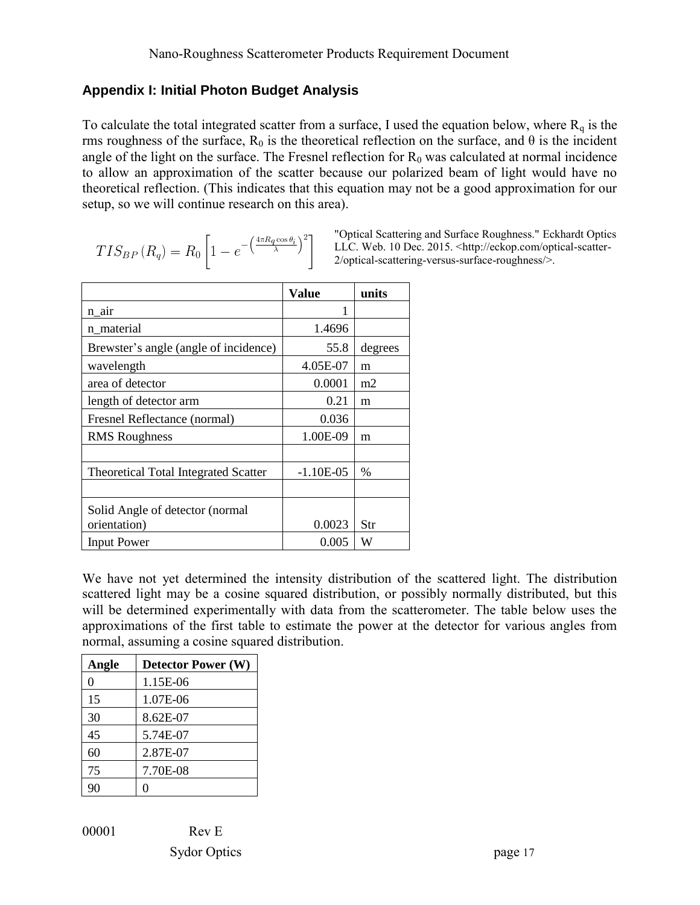## Appendix I: Initial Photon Budget Analysis

To calculate the total integrated scatter from a surface, I used the equation below, where $R_q$ is the rms roughness of the surface, $R_0$ is the theoretical reflection on the surface, and θ is the incident angle of the light on the surface. The Fresnel reflection for $R_0$ was calculated at normal incidence to allow an approximation of the scatter because our polarized beam of light would have no theoretical reflection. (This indicates that this equation may not be a good approximation for our setup, so we will continue research on this area).

$$TIS_{BP}(R_q) = R_0 \left[ 1 - e^{-\left( \frac{4\pi R_q \cos\theta_i}{\lambda} \right)^2} \right]$$

"Optical Scattering and Surface Roughness." Eckhardt Optics LLC. Web. 10 Dec. 2015. <http://eckop.com/optical-scatter-2/optical-scattering-versus-surface-roughness/>.

| | Value | units |
|---|---|---|
| n_air | 1 | |
| n_material | 1.4696 | |
| Brewster's angle (angle of incidence) | 55.8 | degrees |
| wavelength | 4.05E-07 | m |
| area of detector | 0.0001 | m2 |
| length of detector arm | 0.21 | m |
| Fresnel Reflectance (normal) | 0.036 | |
| RMS Roughness | 1.00E-09 | m |
| | | |
| Theoretical Total Integrated Scatter | -1.10E-05 | % |
| | | |
| Solid Angle of detector (normal orientation) | 0.0023 | Str |
| Input Power | 0.005 | W |

We have not yet determined the intensity distribution of the scattered light. The distribution scattered light may be a cosine squared distribution, or possibly normally distributed, but this will be determined experimentally with data from the scatterometer. The table below uses the approximations of the first table to estimate the power at the detector for various angles from normal, assuming a cosine squared distribution.

| Angle | Detector Power (W) |
|---|---|
| 0 | 1.15E-06 |
| 15 | 1.07E-06 |
| 30 | 8.62E-07 |
| 45 | 5.74E-07 |
| 60 | 2.87E-07 |
| 75 | 7.70E-08 |
| 90 | 0 |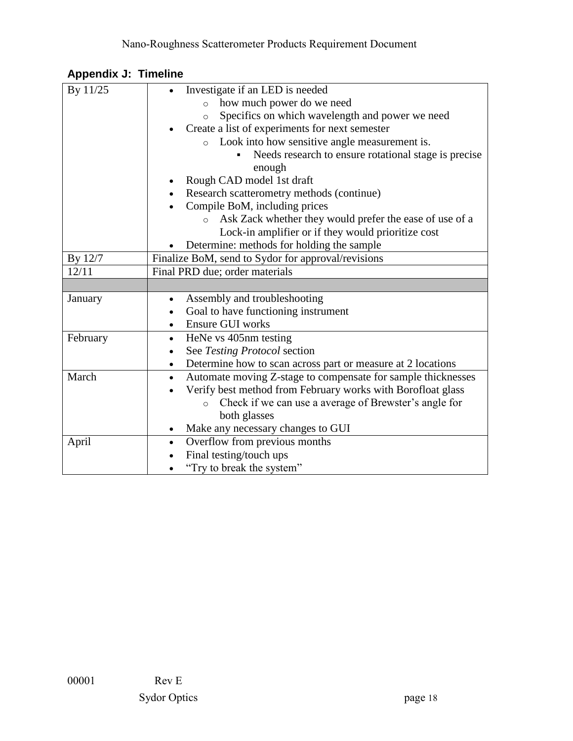## Appendix J: Timeline

| | |
|---|---|
| By 11/25 | • Investigate if an LED is needed<br>  ◦ how much power do we need<br>  ◦ Specifics on which wavelength and power we need<br>• Create a list of experiments for next semester<br>  ◦ Look into how sensitive angle measurement is.<br>    ▪ Needs research to ensure rotational stage is precise enough<br>• Rough CAD model 1st draft<br>• Research scatterometry methods (continue)<br>• Compile BoM, including prices<br>  ◦ Ask Zack whether they would prefer the ease of use of a Lock-in amplifier or if they would prioritize cost<br>• Determine: methods for holding the sample |
| By 12/7 | Finalize BoM, send to Sydor for approval/revisions |
| 12/11 | Final PRD due; order materials |
| | |
| January | • Assembly and troubleshooting<br>• Goal to have functioning instrument<br>• Ensure GUI works |
| February | • HeNe vs 405nm testing<br>• See *Testing Protocol* section<br>• Determine how to scan across part or measure at 2 locations |
| March | • Automate moving Z-stage to compensate for sample thicknesses<br>• Verify best method from February works with Borofloat glass<br>  ◦ Check if we can use a average of Brewster's angle for both glasses<br>• Make any necessary changes to GUI |
| April | • Overflow from previous months<br>• Final testing/touch ups<br>• "Try to break the system" |